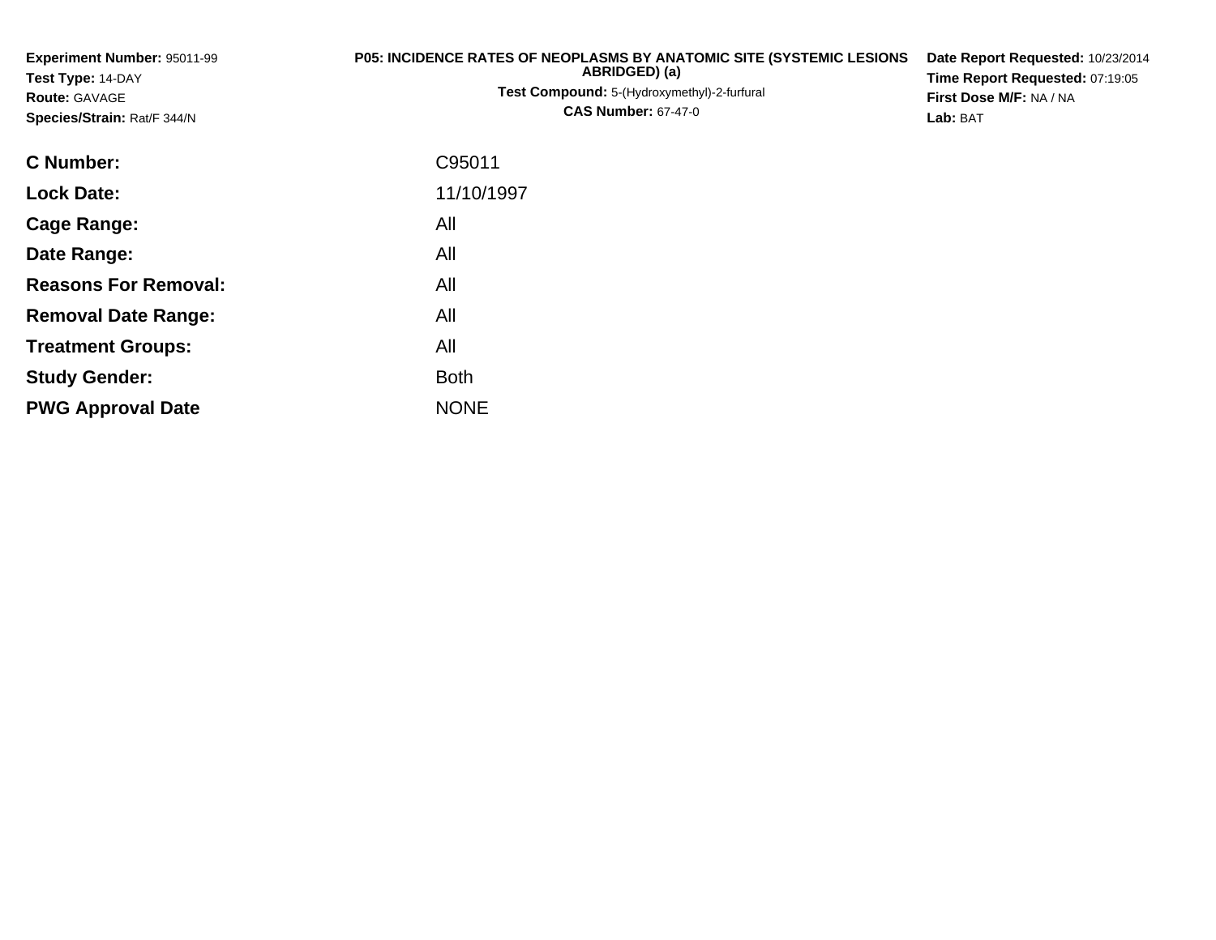**Experiment Number:** 95011-99
**Test Type:** 14-DAY
**Route:** GAVAGE
**Species/Strain:** Rat/F 344/N

**P05: INCIDENCE RATES OF NEOPLASMS BY ANATOMIC SITE (SYSTEMIC LESIONS ABRIDGED) (a)**
**Test Compound:** 5-(Hydroxymethyl)-2-furfural
**CAS Number:** 67-47-0

**Date Report Requested:** 10/23/2014
**Time Report Requested:** 07:19:05
**First Dose M/F:** NA / NA
**Lab:** BAT

| | |
|---|---|
| **C Number:** | C95011 |
| **Lock Date:** | 11/10/1997 |
| **Cage Range:** | All |
| **Date Range:** | All |
| **Reasons For Removal:** | All |
| **Removal Date Range:** | All |
| **Treatment Groups:** | All |
| **Study Gender:** | Both |
| **PWG Approval Date** | NONE |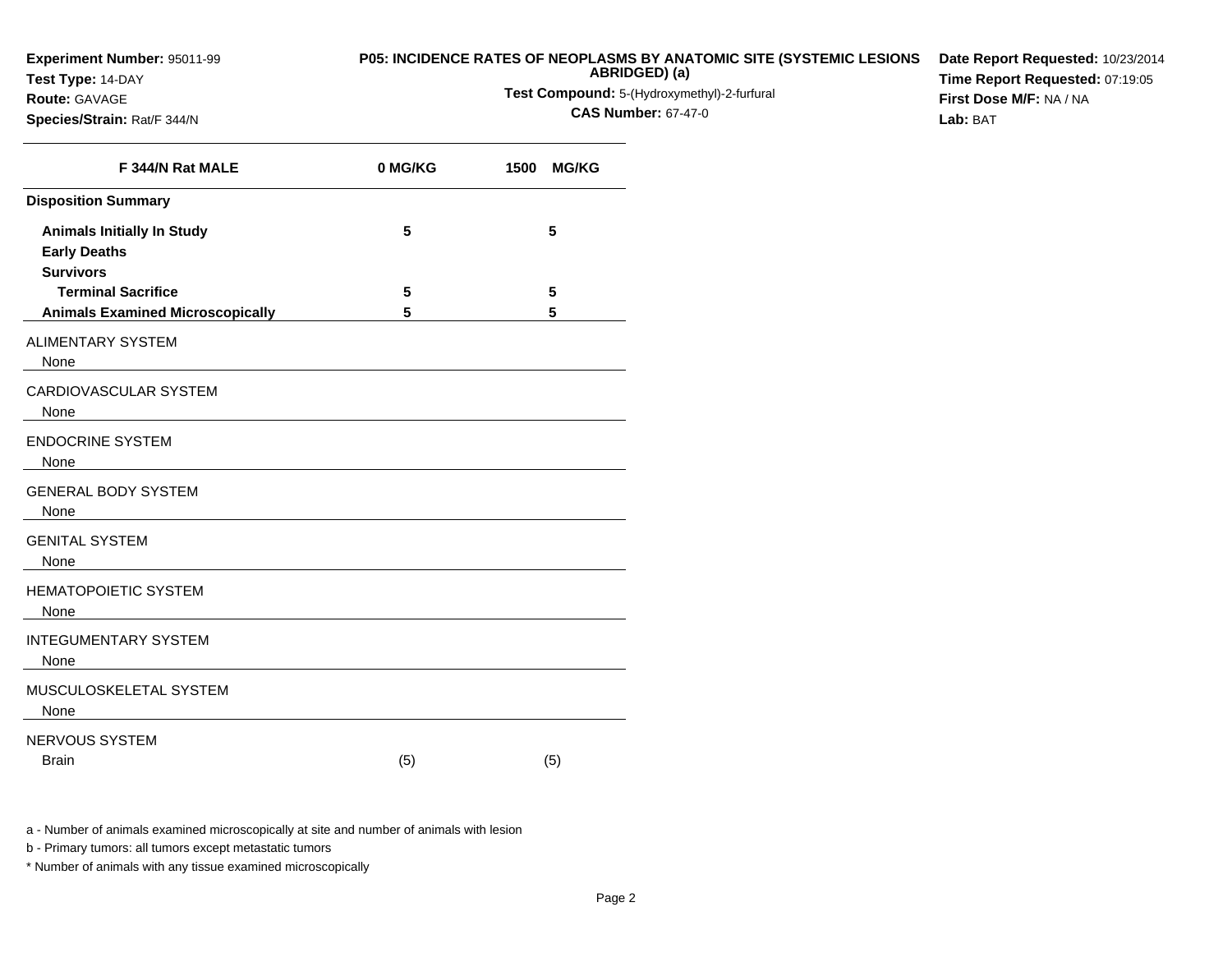**Experiment Number:** 95011-99
**Test Type:** 14-DAY
**Route:** GAVAGE
**Species/Strain:** Rat/F 344/N

**P05: INCIDENCE RATES OF NEOPLASMS BY ANATOMIC SITE (SYSTEMIC LESIONS ABRIDGED) (a)**
**Test Compound:** 5-(Hydroxymethyl)-2-furfural
**CAS Number:** 67-47-0

**Date Report Requested:** 10/23/2014
**Time Report Requested:** 07:19:05
**First Dose M/F:** NA / NA
**Lab:** BAT

| F 344/N Rat MALE | 0 MG/KG | 1500 MG/KG |
|---|---|---|
| **Disposition Summary** | | |
| **Animals Initially In Study** | 5 | 5 |
| **Early Deaths** | | |
| **Survivors** | | |
| **Terminal Sacrifice** | 5 | 5 |
| **Animals Examined Microscopically** | 5 | 5 |
| ALIMENTARY SYSTEM | | |
| None | | |
| CARDIOVASCULAR SYSTEM | | |
| None | | |
| ENDOCRINE SYSTEM | | |
| None | | |
| GENERAL BODY SYSTEM | | |
| None | | |
| GENITAL SYSTEM | | |
| None | | |
| HEMATOPOIETIC SYSTEM | | |
| None | | |
| INTEGUMENTARY SYSTEM | | |
| None | | |
| MUSCULOSKELETAL SYSTEM | | |
| None | | |
| NERVOUS SYSTEM | | |
| Brain | (5) | (5) |

a - Number of animals examined microscopically at site and number of animals with lesion

b - Primary tumors: all tumors except metastatic tumors

* Number of animals with any tissue examined microscopically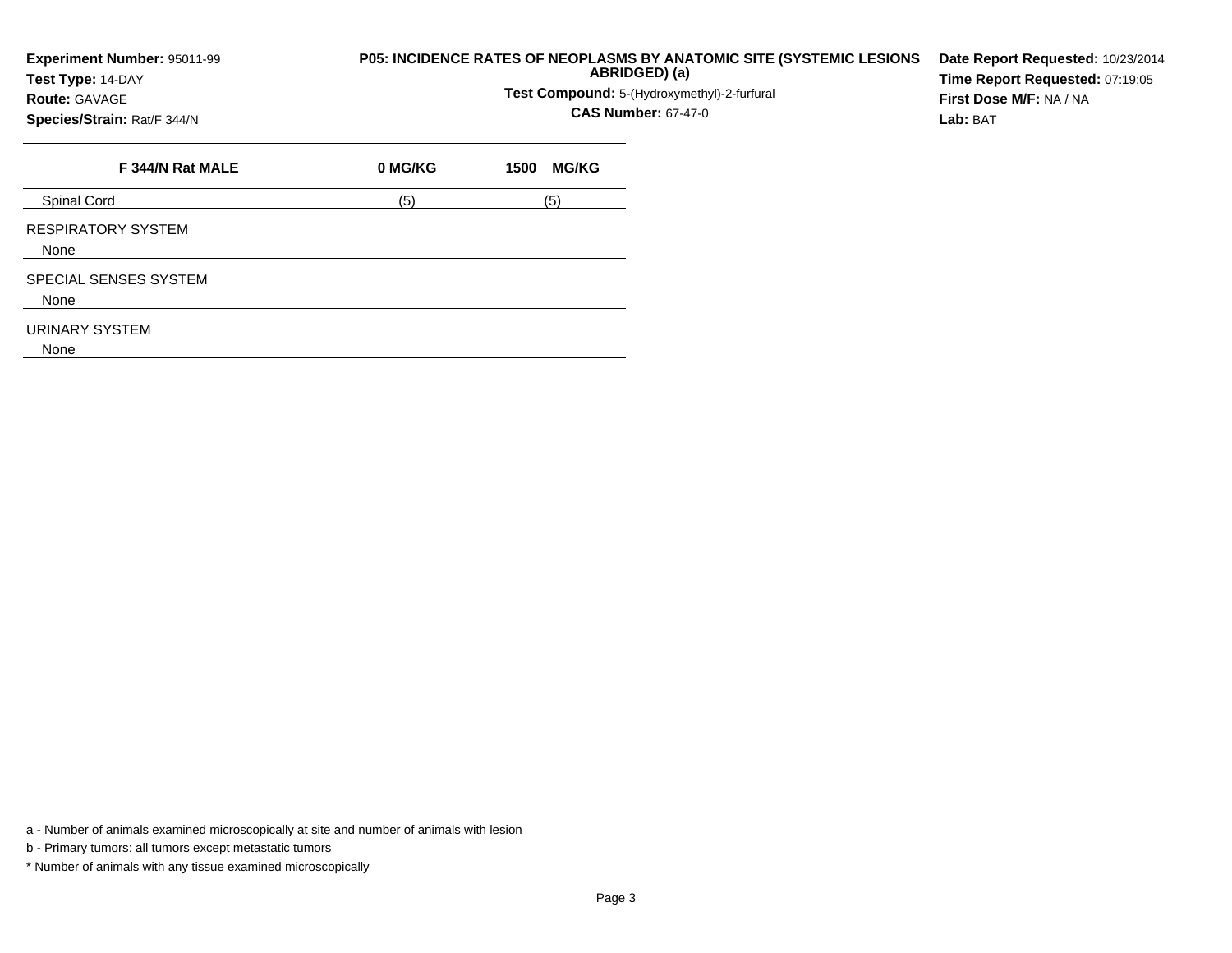**Experiment Number:** 95011-99
**Test Type:** 14-DAY
**Route:** GAVAGE
**Species/Strain:** Rat/F 344/N

**P05: INCIDENCE RATES OF NEOPLASMS BY ANATOMIC SITE (SYSTEMIC LESIONS ABRIDGED) (a)**
**Test Compound:** 5-(Hydroxymethyl)-2-furfural
**CAS Number:** 67-47-0

**Date Report Requested:** 10/23/2014
**Time Report Requested:** 07:19:05
**First Dose M/F:** NA / NA
**Lab:** BAT

| F 344/N Rat MALE | 0 MG/KG | 1500 MG/KG |
|---|---|---|
| Spinal Cord | (5) | (5) |
| RESPIRATORY SYSTEM | | |
| None | | |
| SPECIAL SENSES SYSTEM | | |
| None | | |
| URINARY SYSTEM | | |
| None | | |

a - Number of animals examined microscopically at site and number of animals with lesion

b - Primary tumors: all tumors except metastatic tumors

* Number of animals with any tissue examined microscopically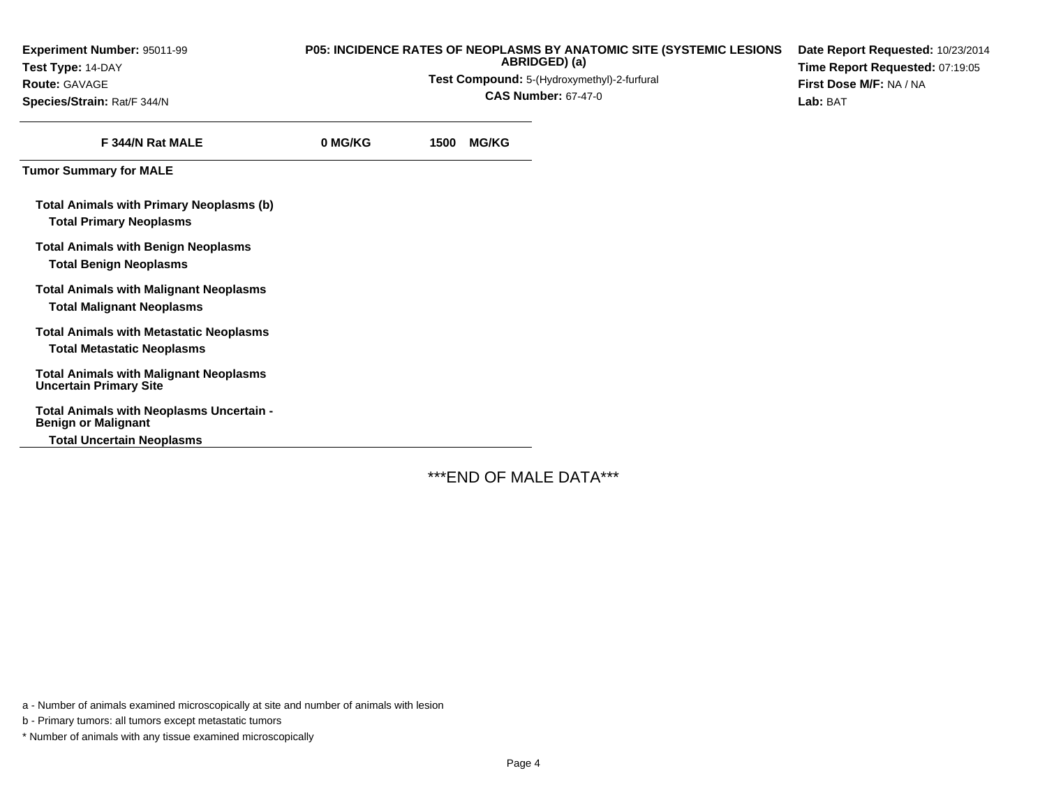**Experiment Number:** 95011-99
**Test Type:** 14-DAY
**Route:** GAVAGE
**Species/Strain:** Rat/F 344/N

**P05: INCIDENCE RATES OF NEOPLASMS BY ANATOMIC SITE (SYSTEMIC LESIONS ABRIDGED) (a)**
**Test Compound:** 5-(Hydroxymethyl)-2-furfural
**CAS Number:** 67-47-0

**Date Report Requested:** 10/23/2014
**Time Report Requested:** 07:19:05
**First Dose M/F:** NA / NA
**Lab:** BAT

| F 344/N Rat MALE | 0 MG/KG | 1500 MG/KG |
|---|---|---|
| **Tumor Summary for MALE** | | |
| **Total Animals with Primary Neoplasms (b)** | | |
| **Total Primary Neoplasms** | | |
| **Total Animals with Benign Neoplasms** | | |
| **Total Benign Neoplasms** | | |
| **Total Animals with Malignant Neoplasms** | | |
| **Total Malignant Neoplasms** | | |
| **Total Animals with Metastatic Neoplasms** | | |
| **Total Metastatic Neoplasms** | | |
| **Total Animals with Malignant Neoplasms Uncertain Primary Site** | | |
| **Total Animals with Neoplasms Uncertain - Benign or Malignant** | | |
| **Total Uncertain Neoplasms** | | |

***END OF MALE DATA***

a - Number of animals examined microscopically at site and number of animals with lesion

b - Primary tumors: all tumors except metastatic tumors

* Number of animals with any tissue examined microscopically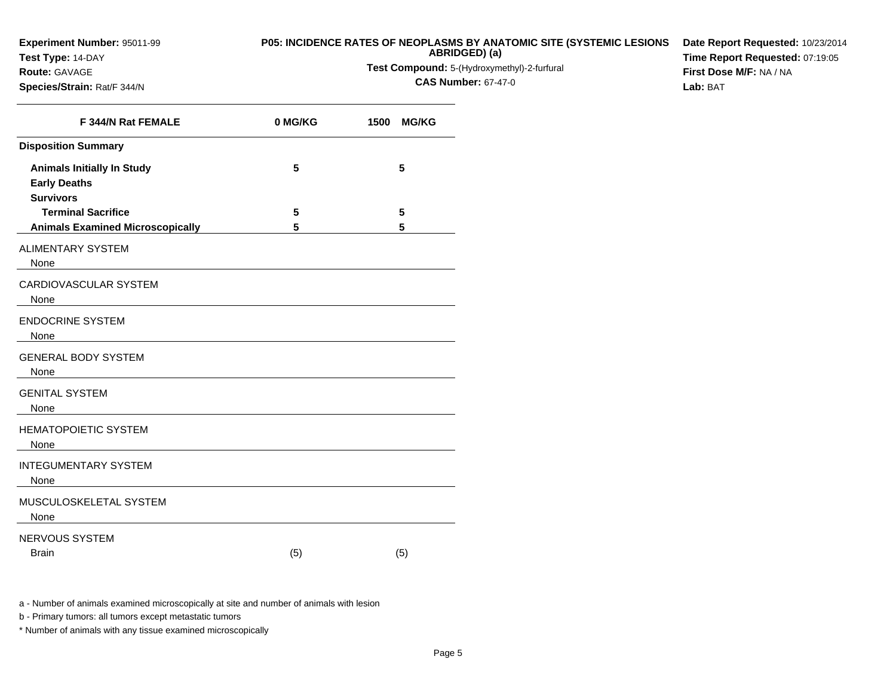**Experiment Number:** 95011-99
**Test Type:** 14-DAY
**Route:** GAVAGE
**Species/Strain:** Rat/F 344/N

**P05: INCIDENCE RATES OF NEOPLASMS BY ANATOMIC SITE (SYSTEMIC LESIONS ABRIDGED) (a)**
**Test Compound:** 5-(Hydroxymethyl)-2-furfural
**CAS Number:** 67-47-0

**Date Report Requested:** 10/23/2014
**Time Report Requested:** 07:19:05
**First Dose M/F:** NA / NA
**Lab:** BAT

| F 344/N Rat FEMALE | 0 MG/KG | 1500 MG/KG |
|---|---|---|
| **Disposition Summary** | | |
| **Animals Initially In Study** | 5 | 5 |
| **Early Deaths** | | |
| **Survivors** | | |
| **Terminal Sacrifice** | 5 | 5 |
| **Animals Examined Microscopically** | 5 | 5 |
| ALIMENTARY SYSTEM | | |
| None | | |
| CARDIOVASCULAR SYSTEM | | |
| None | | |
| ENDOCRINE SYSTEM | | |
| None | | |
| GENERAL BODY SYSTEM | | |
| None | | |
| GENITAL SYSTEM | | |
| None | | |
| HEMATOPOIETIC SYSTEM | | |
| None | | |
| INTEGUMENTARY SYSTEM | | |
| None | | |
| MUSCULOSKELETAL SYSTEM | | |
| None | | |
| NERVOUS SYSTEM | | |
| Brain | (5) | (5) |

a - Number of animals examined microscopically at site and number of animals with lesion

b - Primary tumors: all tumors except metastatic tumors

* Number of animals with any tissue examined microscopically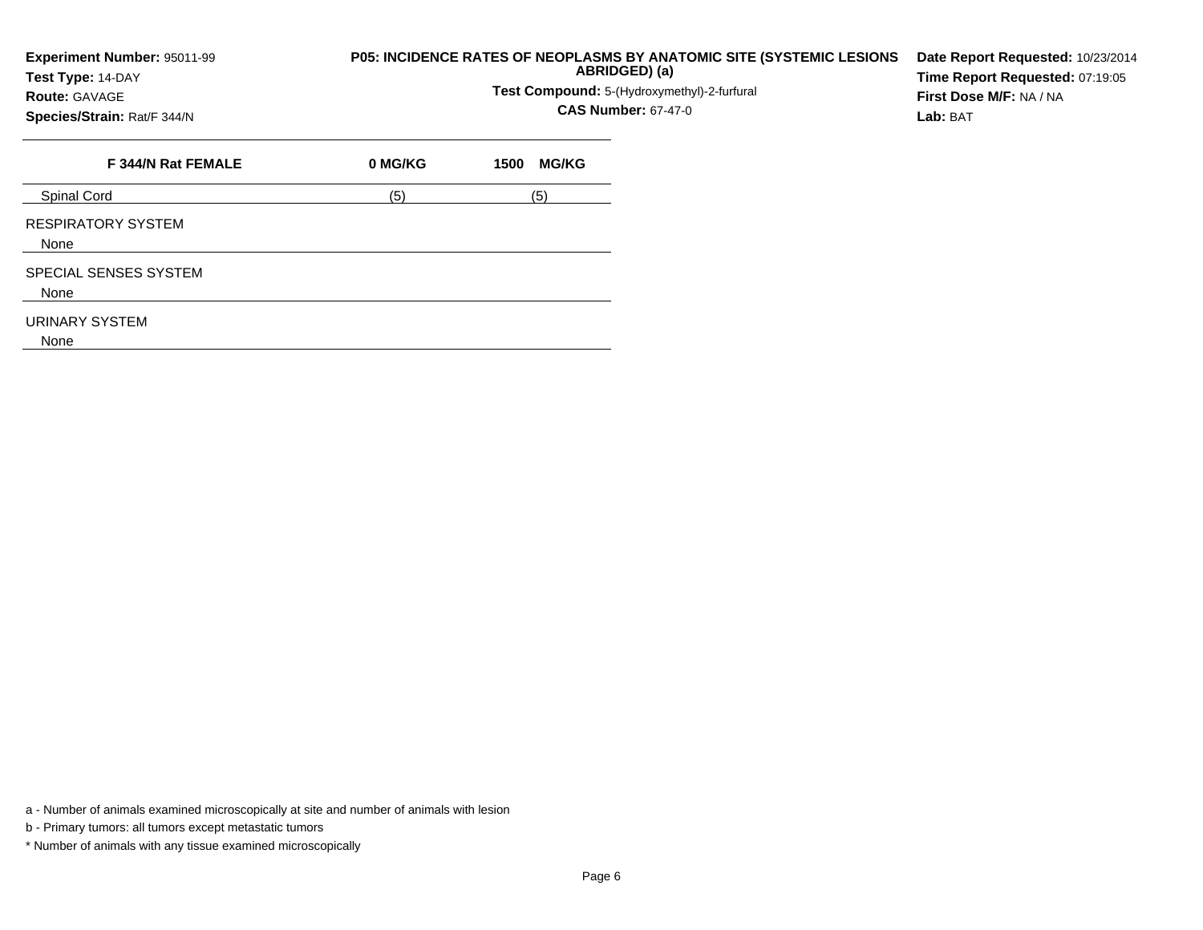**Experiment Number:** 95011-99
**Test Type:** 14-DAY
**Route:** GAVAGE
**Species/Strain:** Rat/F 344/N

**P05: INCIDENCE RATES OF NEOPLASMS BY ANATOMIC SITE (SYSTEMIC LESIONS ABRIDGED) (a)**

**Test Compound:** 5-(Hydroxymethyl)-2-furfural
**CAS Number:** 67-47-0

**Date Report Requested:** 10/23/2014
**Time Report Requested:** 07:19:05
**First Dose M/F:** NA / NA
**Lab:** BAT

| F 344/N Rat FEMALE | 0 MG/KG | 1500 MG/KG |
|---|---|---|
| Spinal Cord | (5) | (5) |
| RESPIRATORY SYSTEM | | |
| None | | |
| SPECIAL SENSES SYSTEM | | |
| None | | |
| URINARY SYSTEM | | |
| None | | |

a - Number of animals examined microscopically at site and number of animals with lesion

b - Primary tumors: all tumors except metastatic tumors

* Number of animals with any tissue examined microscopically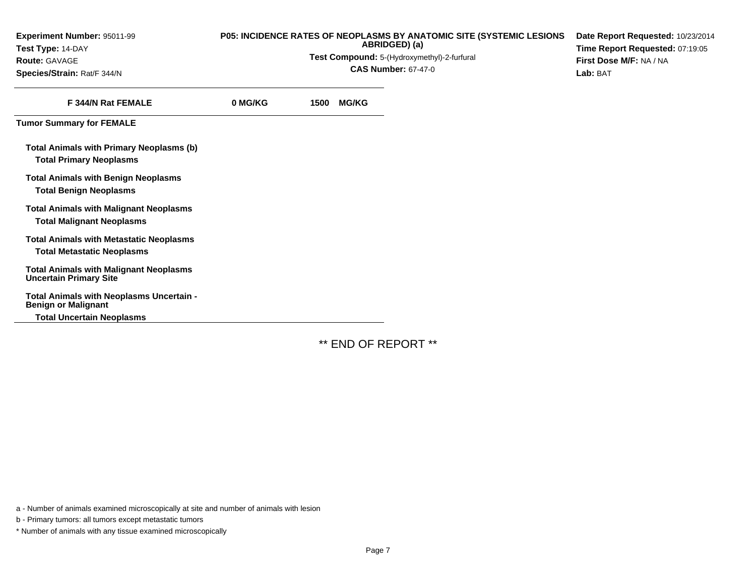**Experiment Number:** 95011-99
**Test Type:** 14-DAY
**Route:** GAVAGE
**Species/Strain:** Rat/F 344/N

**P05: INCIDENCE RATES OF NEOPLASMS BY ANATOMIC SITE (SYSTEMIC LESIONS ABRIDGED) (a)**
**Test Compound:** 5-(Hydroxymethyl)-2-furfural
**CAS Number:** 67-47-0

**Date Report Requested:** 10/23/2014
**Time Report Requested:** 07:19:05
**First Dose M/F:** NA / NA
**Lab:** BAT

| F 344/N Rat FEMALE | 0 MG/KG | 1500 MG/KG |
|---|---|---|
| **Tumor Summary for FEMALE** | | |
| **Total Animals with Primary Neoplasms (b)** | | |
| **Total Primary Neoplasms** | | |
| **Total Animals with Benign Neoplasms** | | |
| **Total Benign Neoplasms** | | |
| **Total Animals with Malignant Neoplasms** | | |
| **Total Malignant Neoplasms** | | |
| **Total Animals with Metastatic Neoplasms** | | |
| **Total Metastatic Neoplasms** | | |
| **Total Animals with Malignant Neoplasms Uncertain Primary Site** | | |
| **Total Animals with Neoplasms Uncertain - Benign or Malignant** | | |
| **Total Uncertain Neoplasms** | | |

** END OF REPORT **

a - Number of animals examined microscopically at site and number of animals with lesion

b - Primary tumors: all tumors except metastatic tumors

* Number of animals with any tissue examined microscopically